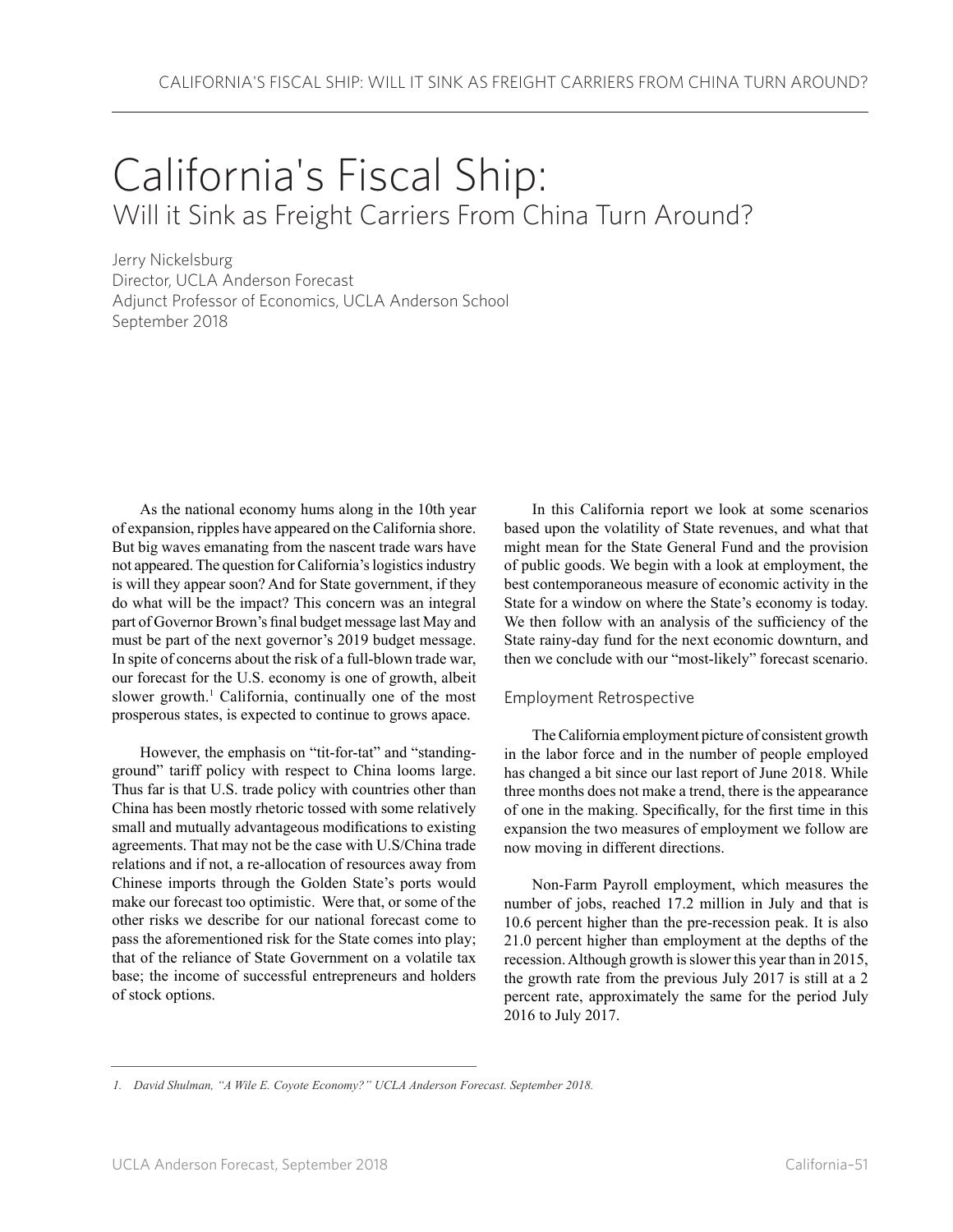# California's Fiscal Ship:

## Will it Sink as Freight Carriers From China Turn Around?

Jerry Nickelsburg
Director, UCLA Anderson Forecast
Adjunct Professor of Economics, UCLA Anderson School
September 2018

As the national economy hums along in the 10th year of expansion, ripples have appeared on the California shore. But big waves emanating from the nascent trade wars have not appeared. The question for California's logistics industry is will they appear soon? And for State government, if they do what will be the impact? This concern was an integral part of Governor Brown's final budget message last May and must be part of the next governor's 2019 budget message. In spite of concerns about the risk of a full-blown trade war, our forecast for the U.S. economy is one of growth, albeit slower growth.[1] California, continually one of the most prosperous states, is expected to continue to grows apace.

However, the emphasis on "tit-for-tat" and "standing-ground" tariff policy with respect to China looms large. Thus far is that U.S. trade policy with countries other than China has been mostly rhetoric tossed with some relatively small and mutually advantageous modifications to existing agreements. That may not be the case with U.S/China trade relations and if not, a re-allocation of resources away from Chinese imports through the Golden State's ports would make our forecast too optimistic. Were that, or some of the other risks we describe for our national forecast come to pass the aforementioned risk for the State comes into play; that of the reliance of State Government on a volatile tax base; the income of successful entrepreneurs and holders of stock options.

In this California report we look at some scenarios based upon the volatility of State revenues, and what that might mean for the State General Fund and the provision of public goods. We begin with a look at employment, the best contemporaneous measure of economic activity in the State for a window on where the State's economy is today. We then follow with an analysis of the sufficiency of the State rainy-day fund for the next economic downturn, and then we conclude with our "most-likely" forecast scenario.

### Employment Retrospective

The California employment picture of consistent growth in the labor force and in the number of people employed has changed a bit since our last report of June 2018. While three months does not make a trend, there is the appearance of one in the making. Specifically, for the first time in this expansion the two measures of employment we follow are now moving in different directions.

Non-Farm Payroll employment, which measures the number of jobs, reached 17.2 million in July and that is 10.6 percent higher than the pre-recession peak. It is also 21.0 percent higher than employment at the depths of the recession. Although growth is slower this year than in 2015, the growth rate from the previous July 2017 is still at a 2 percent rate, approximately the same for the period July 2016 to July 2017.

---

1. *David Shulman, "A Wile E. Coyote Economy?" UCLA Anderson Forecast. September 2018.*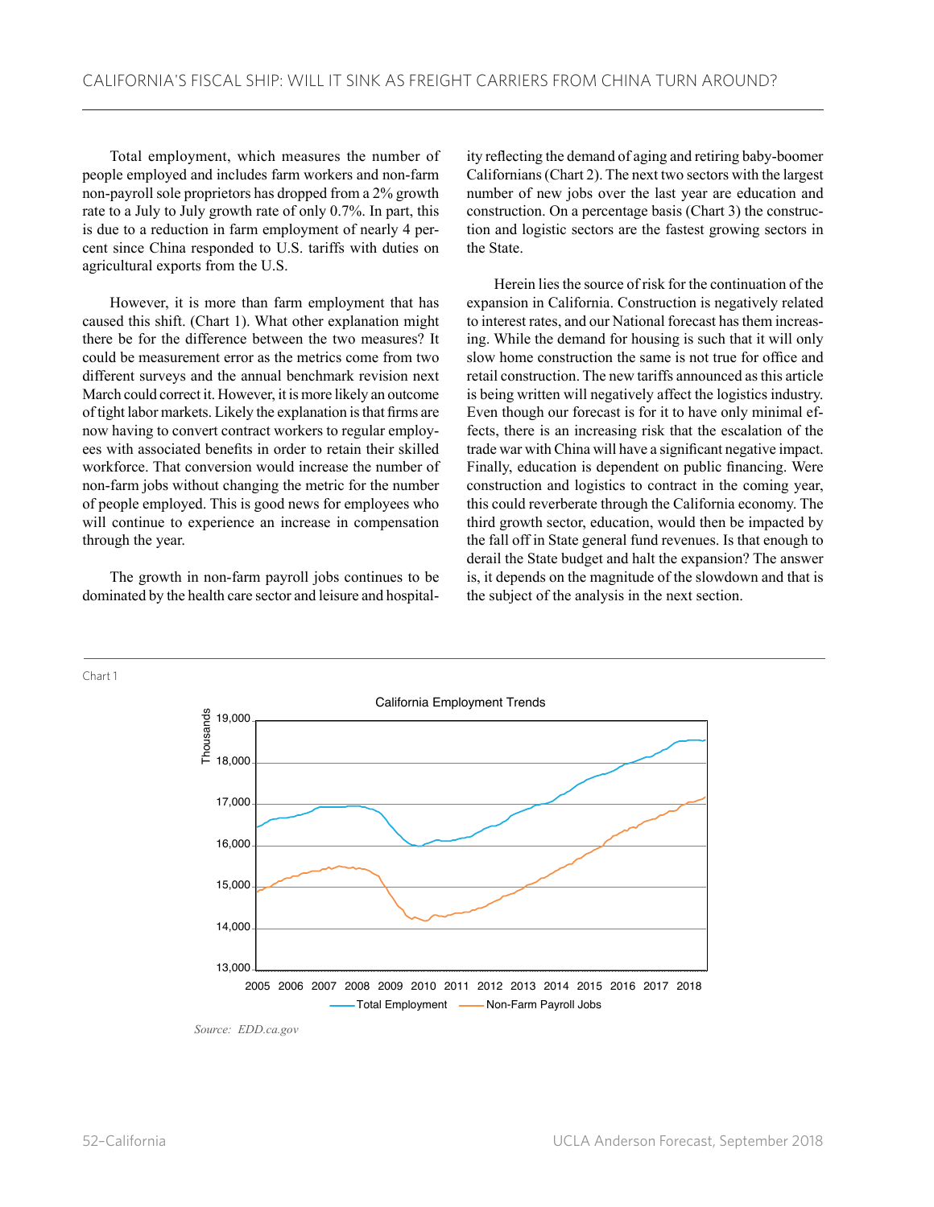Total employment, which measures the number of people employed and includes farm workers and non-farm non-payroll sole proprietors has dropped from a 2% growth rate to a July to July growth rate of only 0.7%. In part, this is due to a reduction in farm employment of nearly 4 percent since China responded to U.S. tariffs with duties on agricultural exports from the U.S.

However, it is more than farm employment that has caused this shift. (Chart 1). What other explanation might there be for the difference between the two measures? It could be measurement error as the metrics come from two different surveys and the annual benchmark revision next March could correct it. However, it is more likely an outcome of tight labor markets. Likely the explanation is that firms are now having to convert contract workers to regular employees with associated benefits in order to retain their skilled workforce. That conversion would increase the number of non-farm jobs without changing the metric for the number of people employed. This is good news for employees who will continue to experience an increase in compensation through the year.

The growth in non-farm payroll jobs continues to be dominated by the health care sector and leisure and hospitality reflecting the demand of aging and retiring baby-boomer Californians (Chart 2). The next two sectors with the largest number of new jobs over the last year are education and construction. On a percentage basis (Chart 3) the construction and logistic sectors are the fastest growing sectors in the State.

Herein lies the source of risk for the continuation of the expansion in California. Construction is negatively related to interest rates, and our National forecast has them increasing. While the demand for housing is such that it will only slow home construction the same is not true for office and retail construction. The new tariffs announced as this article is being written will negatively affect the logistics industry. Even though our forecast is for it to have only minimal effects, there is an increasing risk that the escalation of the trade war with China will have a significant negative impact. Finally, education is dependent on public financing. Were construction and logistics to contract in the coming year, this could reverberate through the California economy. The third growth sector, education, would then be impacted by the fall off in State general fund revenues. Is that enough to derail the State budget and halt the expansion? The answer is, it depends on the magnitude of the slowdown and that is the subject of the analysis in the next section.

Chart 1

California Employment Trends

*Source: EDD.ca.gov*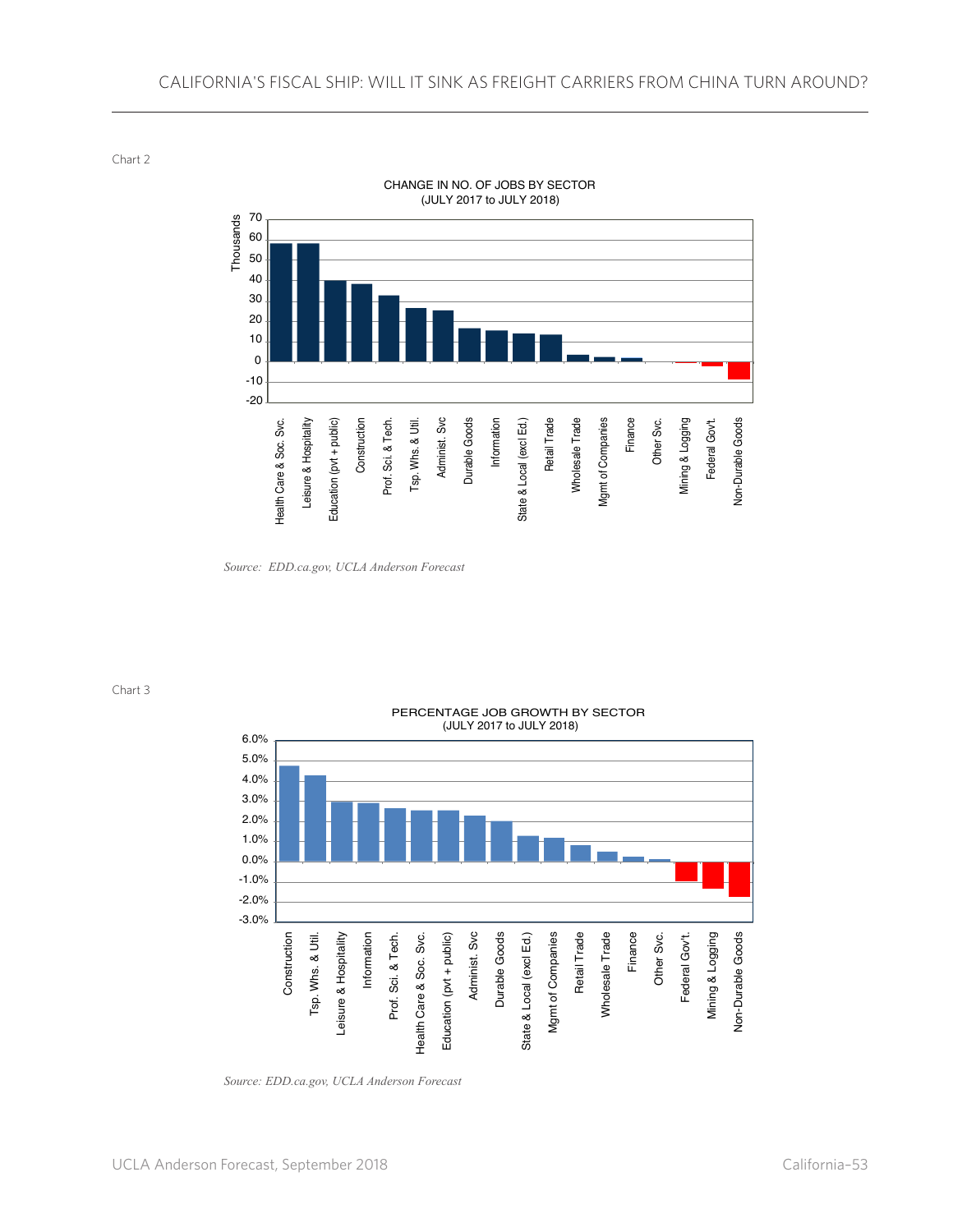Chart 2

CHANGE IN NO. OF JOBS BY SECTOR
(JULY 2017 to JULY 2018)

Source: *EDD.ca.gov, UCLA Anderson Forecast*

Chart 3

PERCENTAGE JOB GROWTH BY SECTOR
(JULY 2017 to JULY 2018)

Source: *EDD.ca.gov, UCLA Anderson Forecast*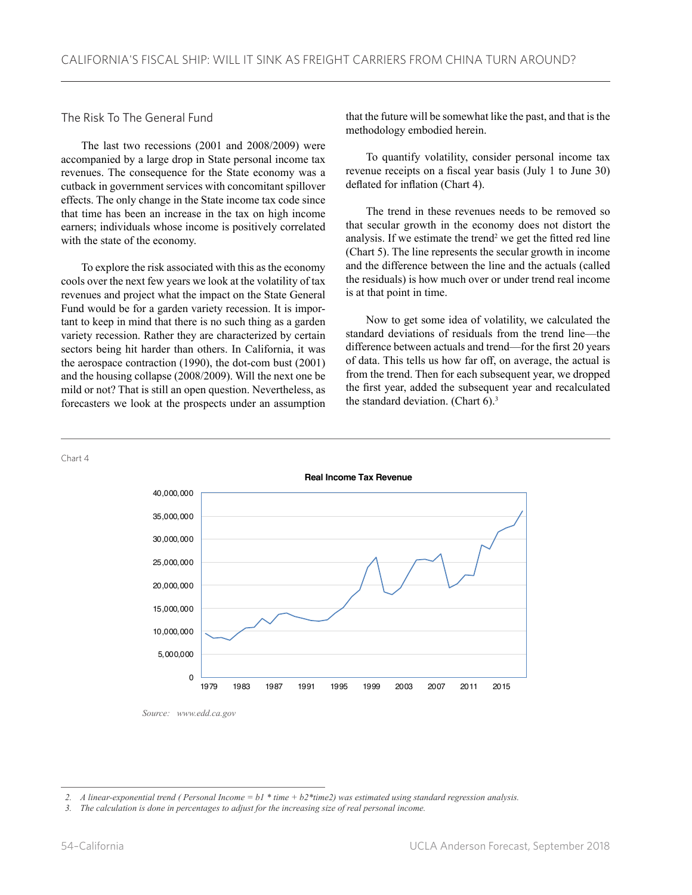## The Risk To The General Fund

The last two recessions (2001 and 2008/2009) were accompanied by a large drop in State personal income tax revenues. The consequence for the State economy was a cutback in government services with concomitant spillover effects. The only change in the State income tax code since that time has been an increase in the tax on high income earners; individuals whose income is positively correlated with the state of the economy.

To explore the risk associated with this as the economy cools over the next few years we look at the volatility of tax revenues and project what the impact on the State General Fund would be for a garden variety recession. It is important to keep in mind that there is no such thing as a garden variety recession. Rather they are characterized by certain sectors being hit harder than others. In California, it was the aerospace contraction (1990), the dot-com bust (2001) and the housing collapse (2008/2009). Will the next one be mild or not? That is still an open question. Nevertheless, as forecasters we look at the prospects under an assumption that the future will be somewhat like the past, and that is the methodology embodied herein.

To quantify volatility, consider personal income tax revenue receipts on a fiscal year basis (July 1 to June 30) deflated for inflation (Chart 4).

The trend in these revenues needs to be removed so that secular growth in the economy does not distort the analysis. If we estimate the trend[2] we get the fitted red line (Chart 5). The line represents the secular growth in income and the difference between the line and the actuals (called the residuals) is how much over or under trend real income is at that point in time.

Now to get some idea of volatility, we calculated the standard deviations of residuals from the trend line—the difference between actuals and trend—for the first 20 years of data. This tells us how far off, on average, the actual is from the trend. Then for each subsequent year, we dropped the first year, added the subsequent year and recalculated the standard deviation. (Chart 6).[3]

Chart 4

**Real Income Tax Revenue**

*Source: www.edd.ca.gov*

---

2. *A linear-exponential trend ( Personal Income = b1 * time + b2*time2) was estimated using standard regression analysis.*
3. *The calculation is done in percentages to adjust for the increasing size of real personal income.*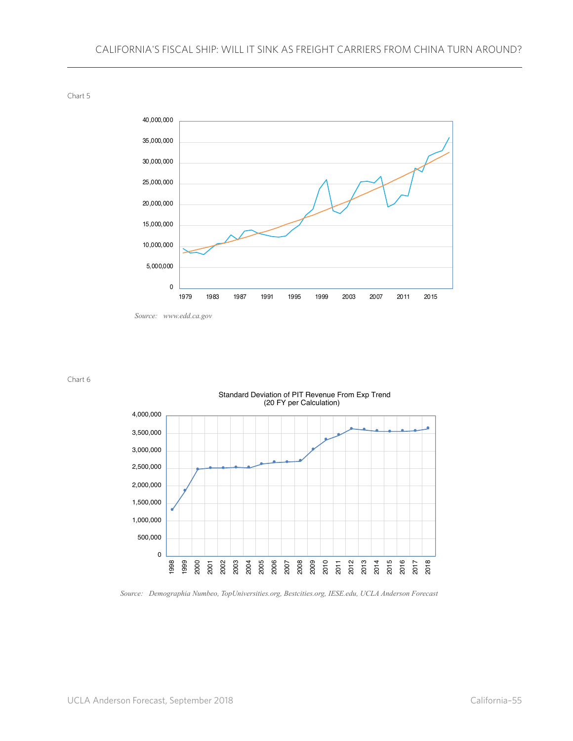Chart 5

Source: *www.edd.ca.gov*

Chart 6

Standard Deviation of PIT Revenue From Exp Trend
(20 FY per Calculation)

Source: *Demographia Numbeo, TopUniversities.org, Bestcities.org, IESE.edu, UCLA Anderson Forecast*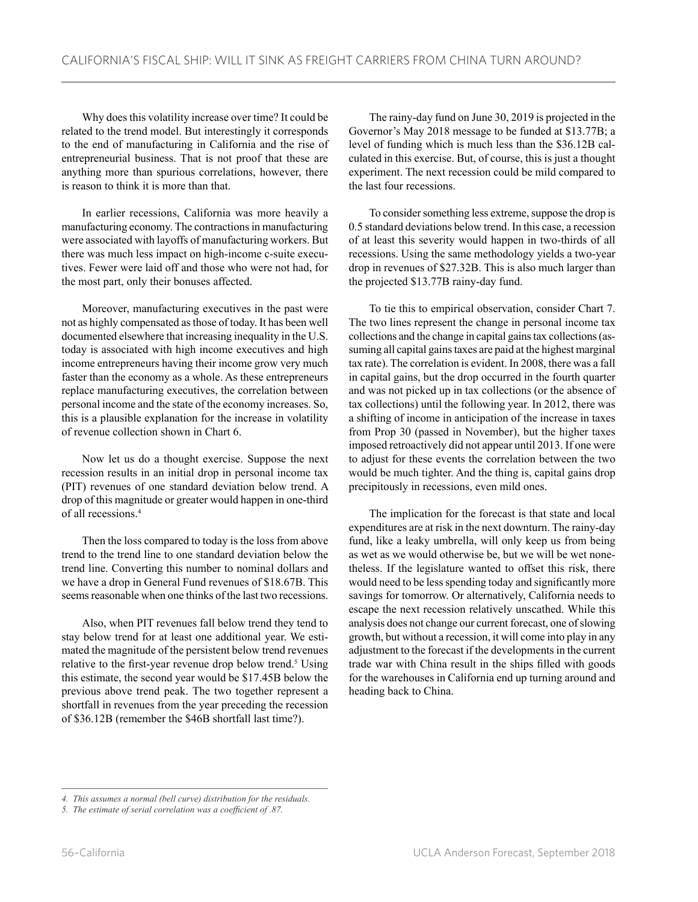Why does this volatility increase over time? It could be related to the trend model. But interestingly it corresponds to the end of manufacturing in California and the rise of entrepreneurial business. That is not proof that these are anything more than spurious correlations, however, there is reason to think it is more than that.

In earlier recessions, California was more heavily a manufacturing economy. The contractions in manufacturing were associated with layoffs of manufacturing workers. But there was much less impact on high-income c-suite executives. Fewer were laid off and those who were not had, for the most part, only their bonuses affected.

Moreover, manufacturing executives in the past were not as highly compensated as those of today. It has been well documented elsewhere that increasing inequality in the U.S. today is associated with high income executives and high income entrepreneurs having their income grow very much faster than the economy as a whole. As these entrepreneurs replace manufacturing executives, the correlation between personal income and the state of the economy increases. So, this is a plausible explanation for the increase in volatility of revenue collection shown in Chart 6.

Now let us do a thought exercise. Suppose the next recession results in an initial drop in personal income tax (PIT) revenues of one standard deviation below trend. A drop of this magnitude or greater would happen in one-third of all recessions.[4]

Then the loss compared to today is the loss from above trend to the trend line to one standard deviation below the trend line. Converting this number to nominal dollars and we have a drop in General Fund revenues of $18.67B. This seems reasonable when one thinks of the last two recessions.

Also, when PIT revenues fall below trend they tend to stay below trend for at least one additional year. We estimated the magnitude of the persistent below trend revenues relative to the first-year revenue drop below trend.[5] Using this estimate, the second year would be $17.45B below the previous above trend peak. The two together represent a shortfall in revenues from the year preceding the recession of $36.12B (remember the $46B shortfall last time?).

The rainy-day fund on June 30, 2019 is projected in the Governor's May 2018 message to be funded at $13.77B; a level of funding which is much less than the $36.12B calculated in this exercise. But, of course, this is just a thought experiment. The next recession could be mild compared to the last four recessions.

To consider something less extreme, suppose the drop is 0.5 standard deviations below trend. In this case, a recession of at least this severity would happen in two-thirds of all recessions. Using the same methodology yields a two-year drop in revenues of $27.32B. This is also much larger than the projected $13.77B rainy-day fund.

To tie this to empirical observation, consider Chart 7. The two lines represent the change in personal income tax collections and the change in capital gains tax collections (assuming all capital gains taxes are paid at the highest marginal tax rate). The correlation is evident. In 2008, there was a fall in capital gains, but the drop occurred in the fourth quarter and was not picked up in tax collections (or the absence of tax collections) until the following year. In 2012, there was a shifting of income in anticipation of the increase in taxes from Prop 30 (passed in November), but the higher taxes imposed retroactively did not appear until 2013. If one were to adjust for these events the correlation between the two would be much tighter. And the thing is, capital gains drop precipitously in recessions, even mild ones.

The implication for the forecast is that state and local expenditures are at risk in the next downturn. The rainy-day fund, like a leaky umbrella, will only keep us from being as wet as we would otherwise be, but we will be wet nonetheless. If the legislature wanted to offset this risk, there would need to be less spending today and significantly more savings for tomorrow. Or alternatively, California needs to escape the next recession relatively unscathed. While this analysis does not change our current forecast, one of slowing growth, but without a recession, it will come into play in any adjustment to the forecast if the developments in the current trade war with China result in the ships filled with goods for the warehouses in California end up turning around and heading back to China.

---

*4. This assumes a normal (bell curve) distribution for the residuals.*

*5. The estimate of serial correlation was a coefficient of .87.*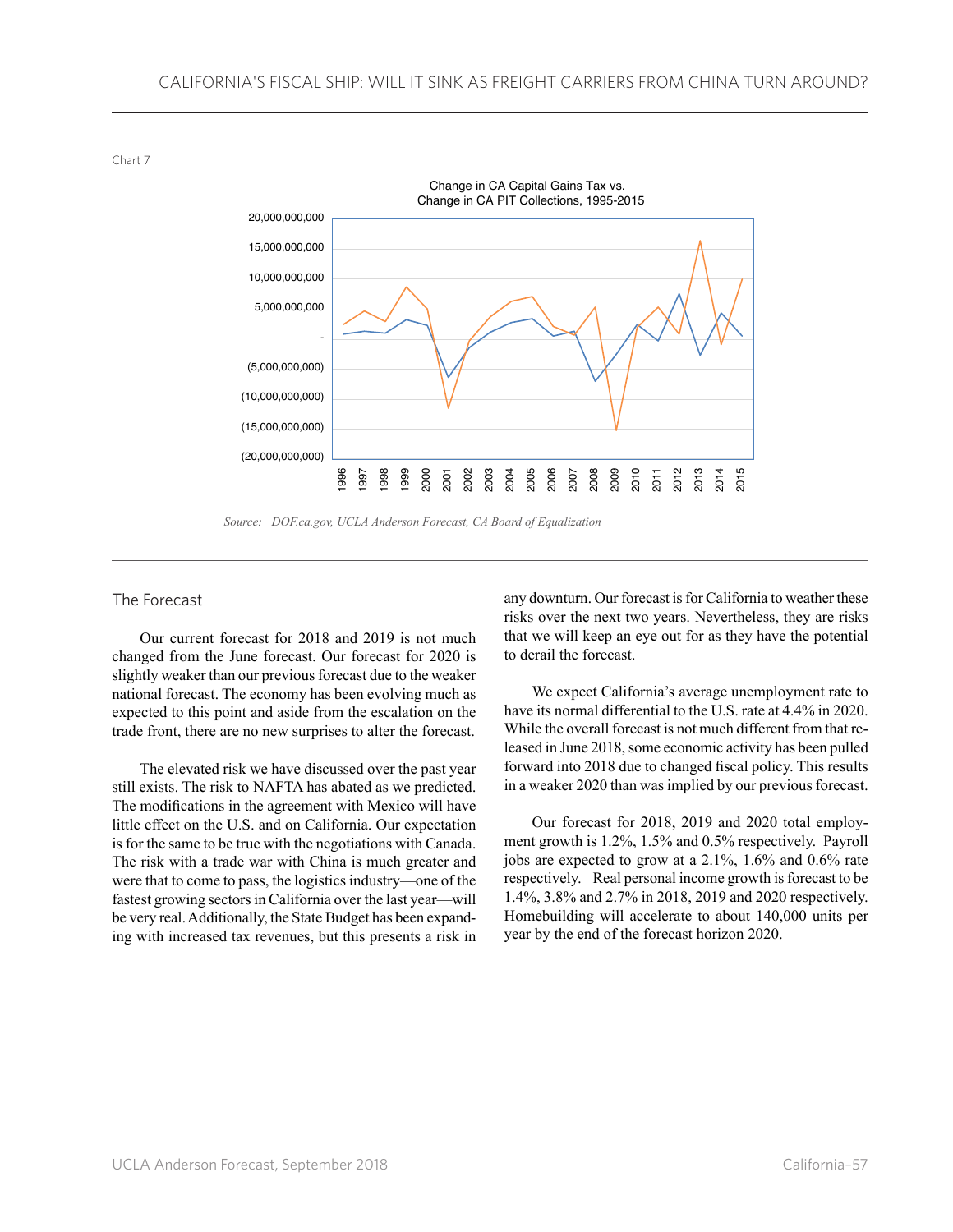Chart 7

Change in CA Capital Gains Tax vs.
Change in CA PIT Collections, 1995-2015

20,000,000,000
15,000,000,000
10,000,000,000
5,000,000,000
-
(5,000,000,000)
(10,000,000,000)
(15,000,000,000)
(20,000,000,000)

1996 1997 1998 1999 2000 2001 2002 2003 2004 2005 2006 2007 2008 2009 2010 2011 2012 2013 2014 2015

*Source: DOF.ca.gov, UCLA Anderson Forecast, CA Board of Equalization*

## The Forecast

Our current forecast for 2018 and 2019 is not much changed from the June forecast. Our forecast for 2020 is slightly weaker than our previous forecast due to the weaker national forecast. The economy has been evolving much as expected to this point and aside from the escalation on the trade front, there are no new surprises to alter the forecast.

The elevated risk we have discussed over the past year still exists. The risk to NAFTA has abated as we predicted. The modifications in the agreement with Mexico will have little effect on the U.S. and on California. Our expectation is for the same to be true with the negotiations with Canada. The risk with a trade war with China is much greater and were that to come to pass, the logistics industry—one of the fastest growing sectors in California over the last year—will be very real. Additionally, the State Budget has been expanding with increased tax revenues, but this presents a risk in any downturn. Our forecast is for California to weather these risks over the next two years. Nevertheless, they are risks that we will keep an eye out for as they have the potential to derail the forecast.

We expect California's average unemployment rate to have its normal differential to the U.S. rate at 4.4% in 2020. While the overall forecast is not much different from that released in June 2018, some economic activity has been pulled forward into 2018 due to changed fiscal policy. This results in a weaker 2020 than was implied by our previous forecast.

Our forecast for 2018, 2019 and 2020 total employment growth is 1.2%, 1.5% and 0.5% respectively. Payroll jobs are expected to grow at a 2.1%, 1.6% and 0.6% rate respectively. Real personal income growth is forecast to be 1.4%, 3.8% and 2.7% in 2018, 2019 and 2020 respectively. Homebuilding will accelerate to about 140,000 units per year by the end of the forecast horizon 2020.